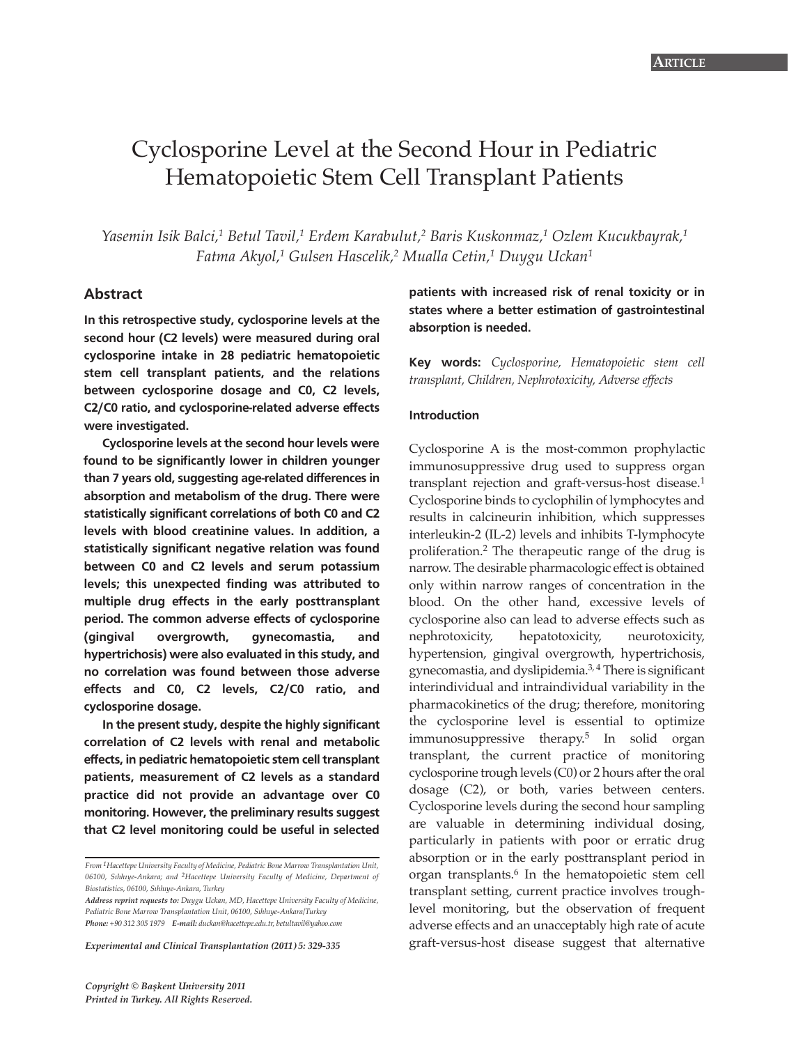ARTICLE

# Cyclosporine Level at the Second Hour in Pediatric Hematopoietic Stem Cell Transplant Patients

*Yasemin Isik Balci,[1] Betul Tavil,[1] Erdem Karabulut,[2] Baris Kuskonmaz,[1] Ozlem Kucukbayrak,[1] Fatma Akyol,[1] Gulsen Hascelik,[2] Mualla Cetin,[1] Duygu Uckan[1]*

## Abstract

**In this retrospective study, cyclosporine levels at the second hour (C2 levels) were measured during oral cyclosporine intake in 28 pediatric hematopoietic stem cell transplant patients, and the relations between cyclosporine dosage and C0, C2 levels, C2/C0 ratio, and cyclosporine-related adverse effects were investigated.**

**Cyclosporine levels at the second hour levels were found to be significantly lower in children younger than 7 years old, suggesting age-related differences in absorption and metabolism of the drug. There were statistically significant correlations of both C0 and C2 levels with blood creatinine values. In addition, a statistically significant negative relation was found between C0 and C2 levels and serum potassium levels; this unexpected finding was attributed to multiple drug effects in the early posttransplant period. The common adverse effects of cyclosporine (gingival overgrowth, gynecomastia, and hypertrichosis) were also evaluated in this study, and no correlation was found between those adverse effects and C0, C2 levels, C2/C0 ratio, and cyclosporine dosage.**

**In the present study, despite the highly significant correlation of C2 levels with renal and metabolic effects, in pediatric hematopoietic stem cell transplant patients, measurement of C2 levels as a standard practice did not provide an advantage over C0 monitoring. However, the preliminary results suggest that C2 level monitoring could be useful in selected patients with increased risk of renal toxicity or in states where a better estimation of gastrointestinal absorption is needed.**

**Key words:** *Cyclosporine, Hematopoietic stem cell transplant, Children, Nephrotoxicity, Adverse effects*

### Introduction

Cyclosporine A is the most-common prophylactic immunosuppressive drug used to suppress organ transplant rejection and graft-versus-host disease.[1] Cyclosporine binds to cyclophilin of lymphocytes and results in calcineurin inhibition, which suppresses interleukin-2 (IL-2) levels and inhibits T-lymphocyte proliferation.[2] The therapeutic range of the drug is narrow. The desirable pharmacologic effect is obtained only within narrow ranges of concentration in the blood. On the other hand, excessive levels of cyclosporine also can lead to adverse effects such as nephrotoxicity, hepatotoxicity, neurotoxicity, hypertension, gingival overgrowth, hypertrichosis, gynecomastia, and dyslipidemia.[3,4] There is significant interindividual and intraindividual variability in the pharmacokinetics of the drug; therefore, monitoring the cyclosporine level is essential to optimize immunosuppressive therapy.[5] In solid organ transplant, the current practice of monitoring cyclosporine trough levels (C0) or 2 hours after the oral dosage (C2), or both, varies between centers. Cyclosporine levels during the second hour sampling are valuable in determining individual dosing, particularly in patients with poor or erratic drug absorption or in the early posttransplant period in organ transplants.[6] In the hematopoietic stem cell transplant setting, current practice involves trough-level monitoring, but the observation of frequent adverse effects and an unacceptably high rate of acute graft-versus-host disease suggest that alternative

*From [1]Hacettepe University Faculty of Medicine, Pediatric Bone Marrow Transplantation Unit, 06100, Sıhhıye-Ankara; and [2]Hacettepe University Faculty of Medicine, Department of Biostatistics, 06100, Sıhhıye-Ankara, Turkey*

***Address reprint requests to:** Duygu Uckan, MD, Hacettepe University Faculty of Medicine, Pediatric Bone Marrow Transplantation Unit, 06100, Sıhhıye-Ankara/Turkey*

***Phone:** +90 312 305 1979 **E-mail:** duckan@hacettepe.edu.tr, betultavil@yahoo.com*

*Copyright © Başkent University 2011*
*Printed in Turkey. All Rights Reserved.*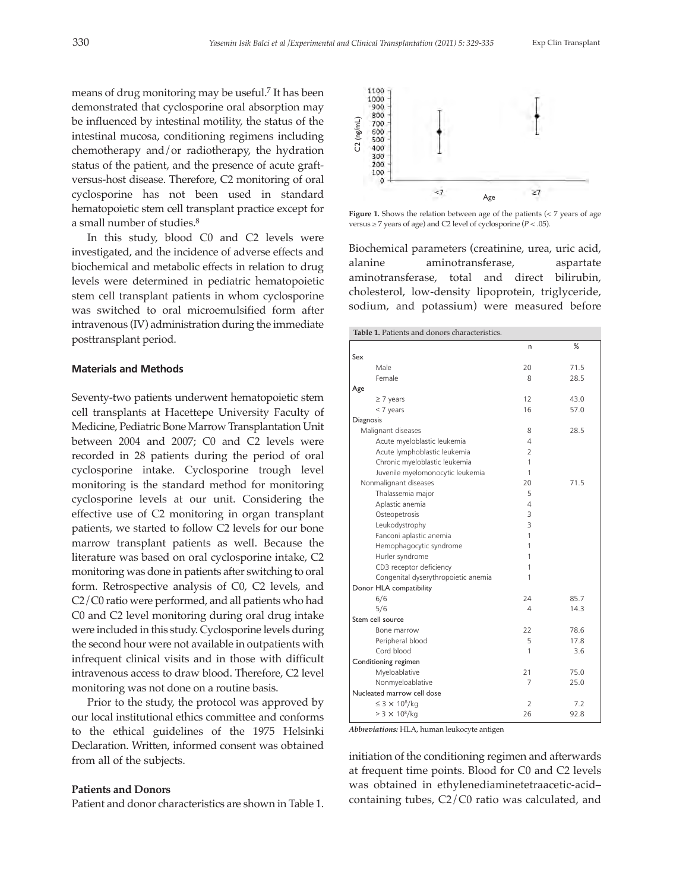means of drug monitoring may be useful.[7] It has been demonstrated that cyclosporine oral absorption may be influenced by intestinal motility, the status of the intestinal mucosa, conditioning regimens including chemotherapy and/or radiotherapy, the hydration status of the patient, and the presence of acute graft-versus-host disease. Therefore, C2 monitoring of oral cyclosporine has not been used in standard hematopoietic stem cell transplant practice except for a small number of studies.[8]

In this study, blood C0 and C2 levels were investigated, and the incidence of adverse effects and biochemical and metabolic effects in relation to drug levels were determined in pediatric hematopoietic stem cell transplant patients in whom cyclosporine was switched to oral microemulsified form after intravenous (IV) administration during the immediate posttransplant period.

## Materials and Methods

Seventy-two patients underwent hematopoietic stem cell transplants at Hacettepe University Faculty of Medicine, Pediatric Bone Marrow Transplantation Unit between 2004 and 2007; C0 and C2 levels were recorded in 28 patients during the period of oral cyclosporine intake. Cyclosporine trough level monitoring is the standard method for monitoring cyclosporine levels at our unit. Considering the effective use of C2 monitoring in organ transplant patients, we started to follow C2 levels for our bone marrow transplant patients as well. Because the literature was based on oral cyclosporine intake, C2 monitoring was done in patients after switching to oral form. Retrospective analysis of C0, C2 levels, and C2/C0 ratio were performed, and all patients who had C0 and C2 level monitoring during oral drug intake were included in this study. Cyclosporine levels during the second hour were not available in outpatients with infrequent clinical visits and in those with difficult intravenous access to draw blood. Therefore, C2 level monitoring was not done on a routine basis.

Prior to the study, the protocol was approved by our local institutional ethics committee and conforms to the ethical guidelines of the 1975 Helsinki Declaration. Written, informed consent was obtained from all of the subjects.

### Patients and Donors

Patient and donor characteristics are shown in Table 1.

1100
1000
900
800
700
600
500
400
300
200
100
0
C2 (ng/mL)
<7
Age
≥7

**Figure 1.** Shows the relation between age of the patients (< 7 years of age versus ≥ 7 years of age) and C2 level of cyclosporine ($P < .05$).

Biochemical parameters (creatinine, urea, uric acid, alanine aminotransferase, aspartate aminotransferase, total and direct bilirubin, cholesterol, low-density lipoprotein, triglyceride, sodium, and potassium) were measured before initiation of the conditioning regimen and afterwards at frequent time points. Blood for C0 and C2 levels was obtained in ethylenediaminetetraacetic-acid–containing tubes, C2/C0 ratio was calculated, and

**Table 1.** Patients and donors characteristics.

| | n | % |
|---|---|---|
| Sex | | |
| Male | 20 | 71.5 |
| Female | 8 | 28.5 |
| Age | | |
| ≥ 7 years | 12 | 43.0 |
| < 7 years | 16 | 57.0 |
| Diagnosis | | |
| Malignant diseases | 8 | 28.5 |
| Acute myeloblastic leukemia | 4 | |
| Acute lymphoblastic leukemia | 2 | |
| Chronic myeloblastic leukemia | 1 | |
| Juvenile myelomonocytic leukemia | 1 | |
| Nonmalignant diseases | 20 | 71.5 |
| Thalassemia major | 5 | |
| Aplastic anemia | 4 | |
| Osteopetrosis | 3 | |
| Leukodystrophy | 3 | |
| Fanconi aplastic anemia | 1 | |
| Hemophagocytic syndrome | 1 | |
| Hurler syndrome | 1 | |
| CD3 receptor deficiency | 1 | |
| Congenital dyserythropoietic anemia | 1 | |
| Donor HLA compatibility | | |
| 6/6 | 24 | 85.7 |
| 5/6 | 4 | 14.3 |
| Stem cell source | | |
| Bone marrow | 22 | 78.6 |
| Peripheral blood | 5 | 17.8 |
| Cord blood | 1 | 3.6 |
| Conditioning regimen | | |
| Myeloablative | 21 | 75.0 |
| Nonmyeloablative | 7 | 25.0 |
| Nucleated marrow cell dose | | |
| $\leq 3 \times 10^8$/kg | 2 | 7.2 |
| $> 3 \times 10^8$/kg | 26 | 92.8 |

*Abbreviations:* HLA, human leukocyte antigen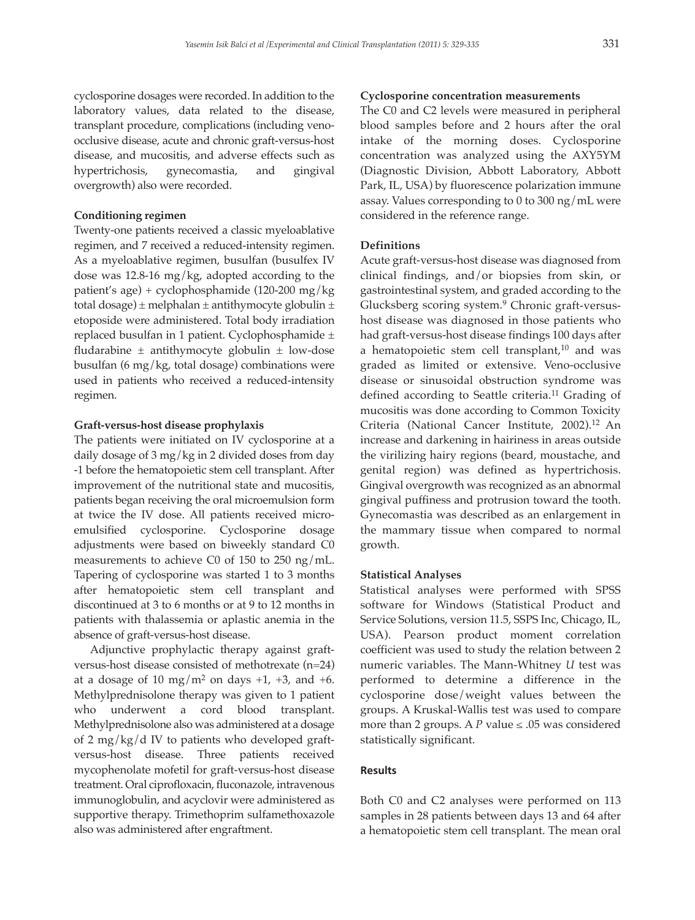cyclosporine dosages were recorded. In addition to the laboratory values, data related to the disease, transplant procedure, complications (including veno-occlusive disease, acute and chronic graft-versus-host disease, and mucositis, and adverse effects such as hypertrichosis, gynecomastia, and gingival overgrowth) also were recorded.

**Conditioning regimen**

Twenty-one patients received a classic myeloablative regimen, and 7 received a reduced-intensity regimen. As a myeloablative regimen, busulfan (busulfex IV dose was 12.8-16 mg/kg, adopted according to the patient's age) + cyclophosphamide (120-200 mg/kg total dosage) ± melphalan ± antithymocyte globulin ± etoposide were administered. Total body irradiation replaced busulfan in 1 patient. Cyclophosphamide ± fludarabine ± antithymocyte globulin ± low-dose busulfan (6 mg/kg, total dosage) combinations were used in patients who received a reduced-intensity regimen.

**Graft-versus-host disease prophylaxis**

The patients were initiated on IV cyclosporine at a daily dosage of 3 mg/kg in 2 divided doses from day -1 before the hematopoietic stem cell transplant. After improvement of the nutritional state and mucositis, patients began receiving the oral microemulsion form at twice the IV dose. All patients received micro-emulsified cyclosporine. Cyclosporine dosage adjustments were based on biweekly standard C0 measurements to achieve C0 of 150 to 250 ng/mL. Tapering of cyclosporine was started 1 to 3 months after hematopoietic stem cell transplant and discontinued at 3 to 6 months or at 9 to 12 months in patients with thalassemia or aplastic anemia in the absence of graft-versus-host disease.

Adjunctive prophylactic therapy against graft-versus-host disease consisted of methotrexate (n=24) at a dosage of 10 mg/m$^2$ on days +1, +3, and +6. Methylprednisolone therapy was given to 1 patient who underwent a cord blood transplant. Methylprednisolone also was administered at a dosage of 2 mg/kg/d IV to patients who developed graft-versus-host disease. Three patients received mycophenolate mofetil for graft-versus-host disease treatment. Oral ciprofloxacin, fluconazole, intravenous immunoglobulin, and acyclovir were administered as supportive therapy. Trimethoprim sulfamethoxazole also was administered after engraftment.

**Cyclosporine concentration measurements**

The C0 and C2 levels were measured in peripheral blood samples before and 2 hours after the oral intake of the morning doses. Cyclosporine concentration was analyzed using the AXY5YM (Diagnostic Division, Abbott Laboratory, Abbott Park, IL, USA) by fluorescence polarization immune assay. Values corresponding to 0 to 300 ng/mL were considered in the reference range.

**Definitions**

Acute graft-versus-host disease was diagnosed from clinical findings, and/or biopsies from skin, or gastrointestinal system, and graded according to the Glucksberg scoring system.[9] Chronic graft-versus-host disease was diagnosed in those patients who had graft-versus-host disease findings 100 days after a hematopoietic stem cell transplant,[10] and was graded as limited or extensive. Veno-occlusive disease or sinusoidal obstruction syndrome was defined according to Seattle criteria.[11] Grading of mucositis was done according to Common Toxicity Criteria (National Cancer Institute, 2002).[12] An increase and darkening in hairiness in areas outside the virilizing hairy regions (beard, moustache, and genital region) was defined as hypertrichosis. Gingival overgrowth was recognized as an abnormal gingival puffiness and protrusion toward the tooth. Gynecomastia was described as an enlargement in the mammary tissue when compared to normal growth.

**Statistical Analyses**

Statistical analyses were performed with SPSS software for Windows (Statistical Product and Service Solutions, version 11.5, SSPS Inc, Chicago, IL, USA). Pearson product moment correlation coefficient was used to study the relation between 2 numeric variables. The Mann-Whitney *U* test was performed to determine a difference in the cyclosporine dose/weight values between the groups. A Kruskal-Wallis test was used to compare more than 2 groups. A $P$ value ≤ .05 was considered statistically significant.

## Results

Both C0 and C2 analyses were performed on 113 samples in 28 patients between days 13 and 64 after a hematopoietic stem cell transplant. The mean oral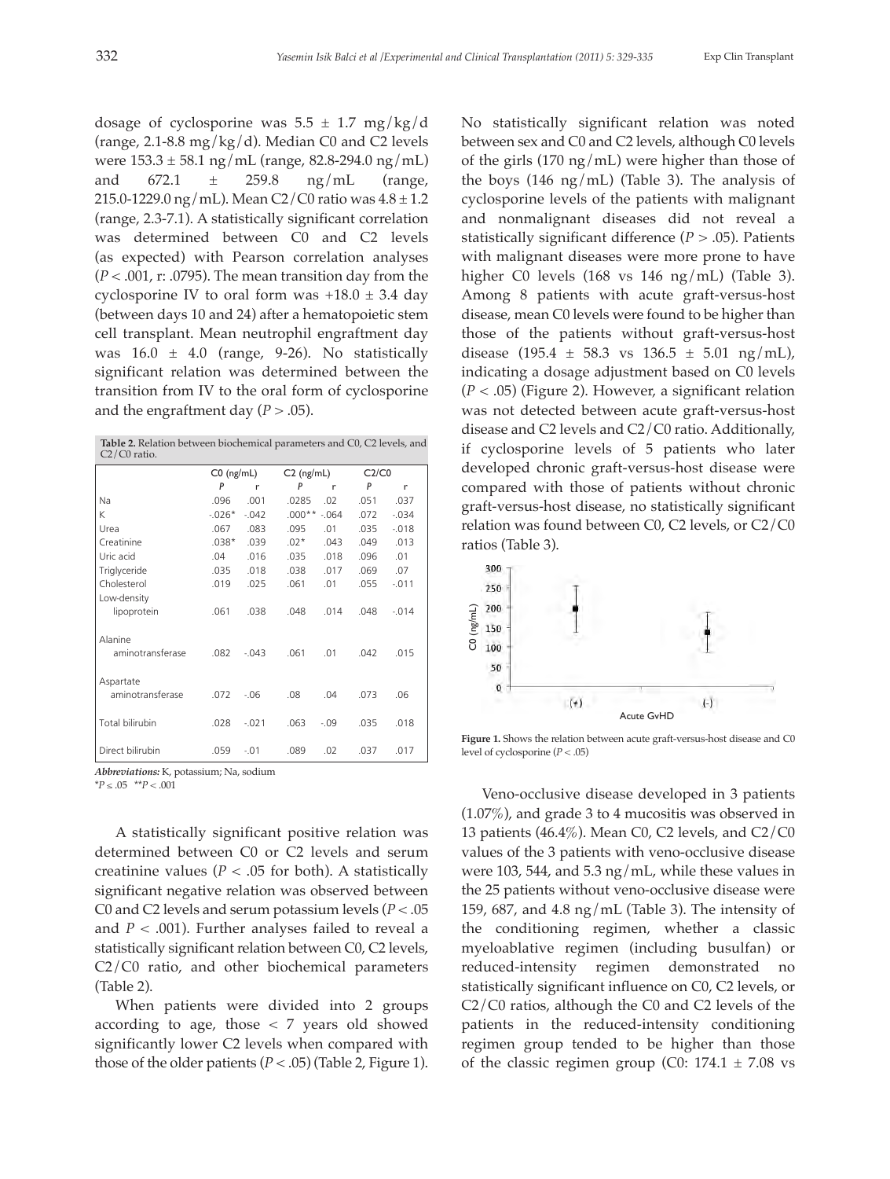dosage of cyclosporine was 5.5 ± 1.7 mg/kg/d (range, 2.1-8.8 mg/kg/d). Median C0 and C2 levels were 153.3 ± 58.1 ng/mL (range, 82.8-294.0 ng/mL) and 672.1 ± 259.8 ng/mL (range, 215.0-1229.0 ng/mL). Mean C2/C0 ratio was 4.8 ± 1.2 (range, 2.3-7.1). A statistically significant correlation was determined between C0 and C2 levels (as expected) with Pearson correlation analyses ($P < .001$, r: .0795). The mean transition day from the cyclosporine IV to oral form was +18.0 ± 3.4 day (between days 10 and 24) after a hematopoietic stem cell transplant. Mean neutrophil engraftment day was 16.0 ± 4.0 (range, 9-26). No statistically significant relation was determined between the transition from IV to the oral form of cyclosporine and the engraftment day ($P > .05$).

**Table 2.** Relation between biochemical parameters and C0, C2 levels, and C2/C0 ratio.

| | C0 (ng/mL) | | C2 (ng/mL) | | C2/C0 | |
|---|---|---|---|---|---|---|
| | *P* | r | *P* | r | *P* | r |
| Na | .096 | .001 | .0285 | .02 | .051 | .037 |
| K | -.026* | -.042 | .000** | -.064 | .072 | -.034 |
| Urea | .067 | .083 | .095 | .01 | .035 | -.018 |
| Creatinine | .038* | .039 | .02* | .043 | .049 | .013 |
| Uric acid | .04 | .016 | .035 | .018 | .096 | .01 |
| Triglyceride | .035 | .018 | .038 | .017 | .069 | .07 |
| Cholesterol | .019 | .025 | .061 | .01 | .055 | -.011 |
| Low-density lipoprotein | .061 | .038 | .048 | .014 | .048 | -.014 |
| Alanine aminotransferase | .082 | -.043 | .061 | .01 | .042 | .015 |
| Aspartate aminotransferase | .072 | -.06 | .08 | .04 | .073 | .06 |
| Total bilirubin | .028 | -.021 | .063 | -.09 | .035 | .018 |
| Direct bilirubin | .059 | -.01 | .089 | .02 | .037 | .017 |

*Abbreviations:* K, potassium; Na, sodium
$^*P \le .05$ $^{**}P < .001$

A statistically significant positive relation was determined between C0 or C2 levels and serum creatinine values ($P < .05$ for both). A statistically significant negative relation was observed between C0 and C2 levels and serum potassium levels ($P < .05$ and $P < .001$). Further analyses failed to reveal a statistically significant relation between C0, C2 levels, C2/C0 ratio, and other biochemical parameters (Table 2).

When patients were divided into 2 groups according to age, those < 7 years old showed significantly lower C2 levels when compared with those of the older patients ($P < .05$) (Table 2, Figure 1).

No statistically significant relation was noted between sex and C0 and C2 levels, although C0 levels of the girls (170 ng/mL) were higher than those of the boys (146 ng/mL) (Table 3). The analysis of cyclosporine levels of the patients with malignant and nonmalignant diseases did not reveal a statistically significant difference ($P > .05$). Patients with malignant diseases were more prone to have higher C0 levels (168 vs 146 ng/mL) (Table 3). Among 8 patients with acute graft-versus-host disease, mean C0 levels were found to be higher than those of the patients without graft-versus-host disease (195.4 ± 58.3 vs 136.5 ± 5.01 ng/mL), indicating a dosage adjustment based on C0 levels ($P < .05$) (Figure 2). However, a significant relation was not detected between acute graft-versus-host disease and C2 levels and C2/C0 ratio. Additionally, if cyclosporine levels of 5 patients who later developed chronic graft-versus-host disease were compared with those of patients without chronic graft-versus-host disease, no statistically significant relation was found between C0, C2 levels, or C2/C0 ratios (Table 3).

300
250
200
150
100
50
0
C0 (ng/mL)
(+)
(-)
Acute GvHD

**Figure 1.** Shows the relation between acute graft-versus-host disease and C0 level of cyclosporine ($P < .05$)

Veno-occlusive disease developed in 3 patients (1.07%), and grade 3 to 4 mucositis was observed in 13 patients (46.4%). Mean C0, C2 levels, and C2/C0 values of the 3 patients with veno-occlusive disease were 103, 544, and 5.3 ng/mL, while these values in the 25 patients without veno-occlusive disease were 159, 687, and 4.8 ng/mL (Table 3). The intensity of the conditioning regimen, whether a classic myeloablative regimen (including busulfan) or reduced-intensity regimen demonstrated no statistically significant influence on C0, C2 levels, or C2/C0 ratios, although the C0 and C2 levels of the patients in the reduced-intensity conditioning regimen group tended to be higher than those of the classic regimen group (C0: 174.1 ± 7.08 vs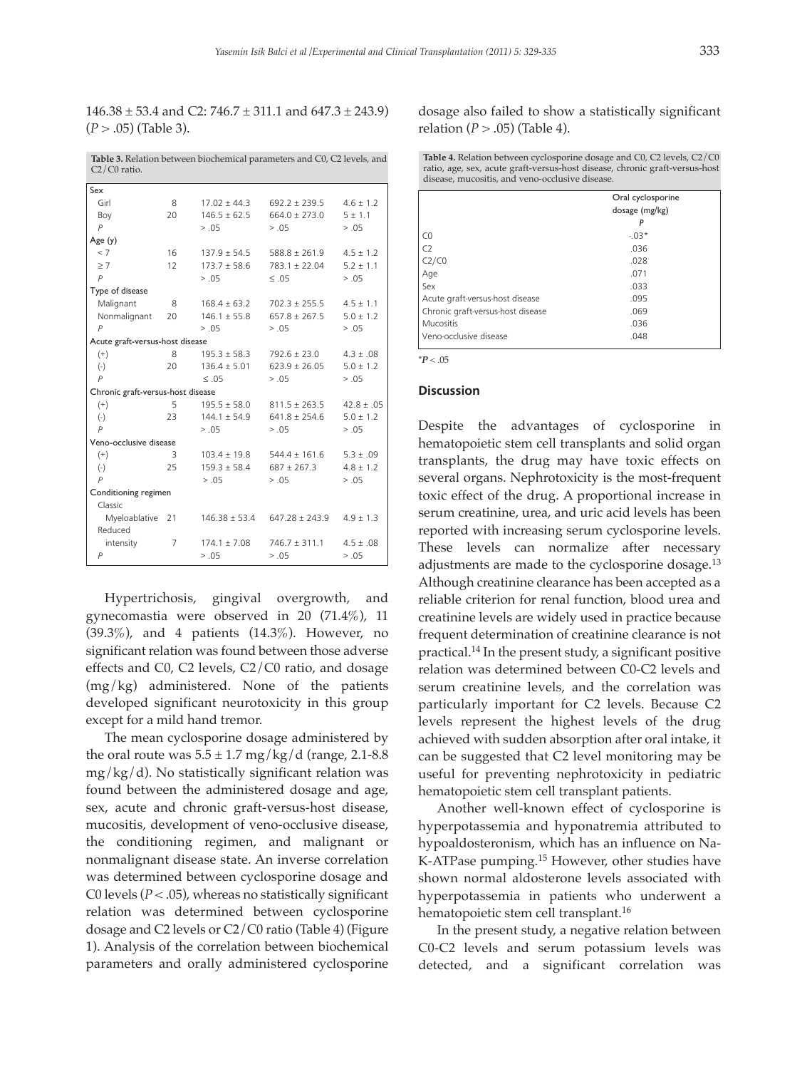146.38 ± 53.4 and C2: 746.7 ± 311.1 and 647.3 ± 243.9) ($P > .05$) (Table 3).

**Table 3.** Relation between biochemical parameters and C0, C2 levels, and C2/C0 ratio.

| | | | | |
|---|---|---|---|---|
| Sex | | | | |
| Girl | 8 | 17.02 ± 44.3 | 692.2 ± 239.5 | 4.6 ± 1.2 |
| Boy | 20 | 146.5 ± 62.5 | 664.0 ± 273.0 | 5 ± 1.1 |
| *P* | | > .05 | > .05 | > .05 |
| Age (y) | | | | |
| < 7 | 16 | 137.9 ± 54.5 | 588.8 ± 261.9 | 4.5 ± 1.2 |
| ≥ 7 | 12 | 173.7 ± 58.6 | 783.1 ± 22.04 | 5.2 ± 1.1 |
| *P* | | > .05 | ≤ .05 | > .05 |
| Type of disease | | | | |
| Malignant | 8 | 168.4 ± 63.2 | 702.3 ± 255.5 | 4.5 ± 1.1 |
| Nonmalignant | 20 | 146.1 ± 55.8 | 657.8 ± 267.5 | 5.0 ± 1.2 |
| *P* | | > .05 | > .05 | > .05 |
| Acute graft-versus-host disease | | | | |
| (+) | 8 | 195.3 ± 58.3 | 792.6 ± 23.0 | 4.3 ± .08 |
| (-) | 20 | 136.4 ± 5.01 | 623.9 ± 26.05 | 5.0 ± 1.2 |
| *P* | | ≤ .05 | > .05 | > .05 |
| Chronic graft-versus-host disease | | | | |
| (+) | 5 | 195.5 ± 58.0 | 811.5 ± 263.5 | 42.8 ± .05 |
| (-) | 23 | 144.1 ± 54.9 | 641.8 ± 254.6 | 5.0 ± 1.2 |
| *P* | | > .05 | > .05 | > .05 |
| Veno-occlusive disease | | | | |
| (+) | 3 | 103.4 ± 19.8 | 544.4 ± 161.6 | 5.3 ± .09 |
| (-) | 25 | 159.3 ± 58.4 | 687 ± 267.3 | 4.8 ± 1.2 |
| *P* | | > .05 | > .05 | > .05 |
| Conditioning regimen | | | | |
| Classic Myeloablative | 21 | 146.38 ± 53.4 | 647.28 ± 243.9 | 4.9 ± 1.3 |
| Reduced intensity | 7 | 174.1 ± 7.08 | 746.7 ± 311.1 | 4.5 ± .08 |
| *P* | | > .05 | > .05 | > .05 |

Hypertrichosis, gingival overgrowth, and gynecomastia were observed in 20 (71.4%), 11 (39.3%), and 4 patients (14.3%). However, no significant relation was found between those adverse effects and C0, C2 levels, C2/C0 ratio, and dosage (mg/kg) administered. None of the patients developed significant neurotoxicity in this group except for a mild hand tremor.

The mean cyclosporine dosage administered by the oral route was 5.5 ± 1.7 mg/kg/d (range, 2.1-8.8 mg/kg/d). No statistically significant relation was found between the administered dosage and age, sex, acute and chronic graft-versus-host disease, mucositis, development of veno-occlusive disease, the conditioning regimen, and malignant or nonmalignant disease state. An inverse correlation was determined between cyclosporine dosage and C0 levels ($P < .05$), whereas no statistically significant relation was determined between cyclosporine dosage and C2 levels or C2/C0 ratio (Table 4) (Figure 1). Analysis of the correlation between biochemical parameters and orally administered cyclosporine dosage also failed to show a statistically significant relation ($P > .05$) (Table 4).

**Table 4.** Relation between cyclosporine dosage and C0, C2 levels, C2/C0 ratio, age, sex, acute graft-versus-host disease, chronic graft-versus-host disease, mucositis, and veno-occlusive disease.

| | Oral cyclosporine dosage (mg/kg) *P* |
|---|---|
| C0 | -.03* |
| C2 | .036 |
| C2/C0 | .028 |
| Age | .071 |
| Sex | .033 |
| Acute graft-versus-host disease | .095 |
| Chronic graft-versus-host disease | .069 |
| Mucositis | .036 |
| Veno-occlusive disease | .048 |

*$P < .05$

## Discussion

Despite the advantages of cyclosporine in hematopoietic stem cell transplants and solid organ transplants, the drug may have toxic effects on several organs. Nephrotoxicity is the most-frequent toxic effect of the drug. A proportional increase in serum creatinine, urea, and uric acid levels has been reported with increasing serum cyclosporine levels. These levels can normalize after necessary adjustments are made to the cyclosporine dosage.[13] Although creatinine clearance has been accepted as a reliable criterion for renal function, blood urea and creatinine levels are widely used in practice because frequent determination of creatinine clearance is not practical.[14] In the present study, a significant positive relation was determined between C0-C2 levels and serum creatinine levels, and the correlation was particularly important for C2 levels. Because C2 levels represent the highest levels of the drug achieved with sudden absorption after oral intake, it can be suggested that C2 level monitoring may be useful for preventing nephrotoxicity in pediatric hematopoietic stem cell transplant patients.

Another well-known effect of cyclosporine is hyperpotassemia and hyponatremia attributed to hypoaldosteronism, which has an influence on Na-K-ATPase pumping.[15] However, other studies have shown normal aldosterone levels associated with hyperpotassemia in patients who underwent a hematopoietic stem cell transplant.[16]

In the present study, a negative relation between C0-C2 levels and serum potassium levels was detected, and a significant correlation was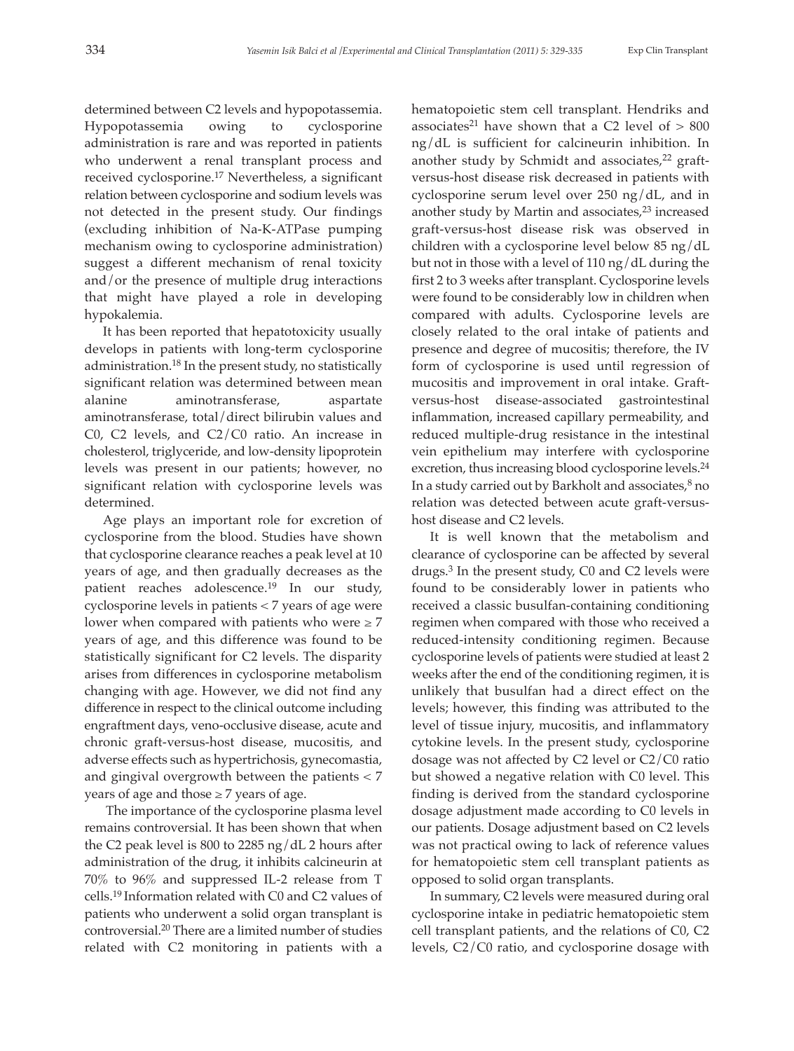determined between C2 levels and hypopotassemia. Hypopotassemia owing to cyclosporine administration is rare and was reported in patients who underwent a renal transplant process and received cyclosporine.[17] Nevertheless, a significant relation between cyclosporine and sodium levels was not detected in the present study. Our findings (excluding inhibition of Na-K-ATPase pumping mechanism owing to cyclosporine administration) suggest a different mechanism of renal toxicity and/or the presence of multiple drug interactions that might have played a role in developing hypokalemia.

It has been reported that hepatotoxicity usually develops in patients with long-term cyclosporine administration.[18] In the present study, no statistically significant relation was determined between mean alanine aminotransferase, aspartate aminotransferase, total/direct bilirubin values and C0, C2 levels, and C2/C0 ratio. An increase in cholesterol, triglyceride, and low-density lipoprotein levels was present in our patients; however, no significant relation with cyclosporine levels was determined.

Age plays an important role for excretion of cyclosporine from the blood. Studies have shown that cyclosporine clearance reaches a peak level at 10 years of age, and then gradually decreases as the patient reaches adolescence.[19] In our study, cyclosporine levels in patients < 7 years of age were lower when compared with patients who were ≥ 7 years of age, and this difference was found to be statistically significant for C2 levels. The disparity arises from differences in cyclosporine metabolism changing with age. However, we did not find any difference in respect to the clinical outcome including engraftment days, veno-occlusive disease, acute and chronic graft-versus-host disease, mucositis, and adverse effects such as hypertrichosis, gynecomastia, and gingival overgrowth between the patients < 7 years of age and those ≥ 7 years of age.

The importance of the cyclosporine plasma level remains controversial. It has been shown that when the C2 peak level is 800 to 2285 ng/dL 2 hours after administration of the drug, it inhibits calcineurin at 70% to 96% and suppressed IL-2 release from T cells.[19] Information related with C0 and C2 values of patients who underwent a solid organ transplant is controversial.[20] There are a limited number of studies related with C2 monitoring in patients with a hematopoietic stem cell transplant. Hendriks and associates[21] have shown that a C2 level of > 800 ng/dL is sufficient for calcineurin inhibition. In another study by Schmidt and associates,[22] graft-versus-host disease risk decreased in patients with cyclosporine serum level over 250 ng/dL, and in another study by Martin and associates,[23] increased graft-versus-host disease risk was observed in children with a cyclosporine level below 85 ng/dL but not in those with a level of 110 ng/dL during the first 2 to 3 weeks after transplant. Cyclosporine levels were found to be considerably low in children when compared with adults. Cyclosporine levels are closely related to the oral intake of patients and presence and degree of mucositis; therefore, the IV form of cyclosporine is used until regression of mucositis and improvement in oral intake. Graft-versus-host disease-associated gastrointestinal inflammation, increased capillary permeability, and reduced multiple-drug resistance in the intestinal vein epithelium may interfere with cyclosporine excretion, thus increasing blood cyclosporine levels.[24] In a study carried out by Barkholt and associates,[8] no relation was detected between acute graft-versus-host disease and C2 levels.

It is well known that the metabolism and clearance of cyclosporine can be affected by several drugs.[3] In the present study, C0 and C2 levels were found to be considerably lower in patients who received a classic busulfan-containing conditioning regimen when compared with those who received a reduced-intensity conditioning regimen. Because cyclosporine levels of patients were studied at least 2 weeks after the end of the conditioning regimen, it is unlikely that busulfan had a direct effect on the levels; however, this finding was attributed to the level of tissue injury, mucositis, and inflammatory cytokine levels. In the present study, cyclosporine dosage was not affected by C2 level or C2/C0 ratio but showed a negative relation with C0 level. This finding is derived from the standard cyclosporine dosage adjustment made according to C0 levels in our patients. Dosage adjustment based on C2 levels was not practical owing to lack of reference values for hematopoietic stem cell transplant patients as opposed to solid organ transplants.

In summary, C2 levels were measured during oral cyclosporine intake in pediatric hematopoietic stem cell transplant patients, and the relations of C0, C2 levels, C2/C0 ratio, and cyclosporine dosage with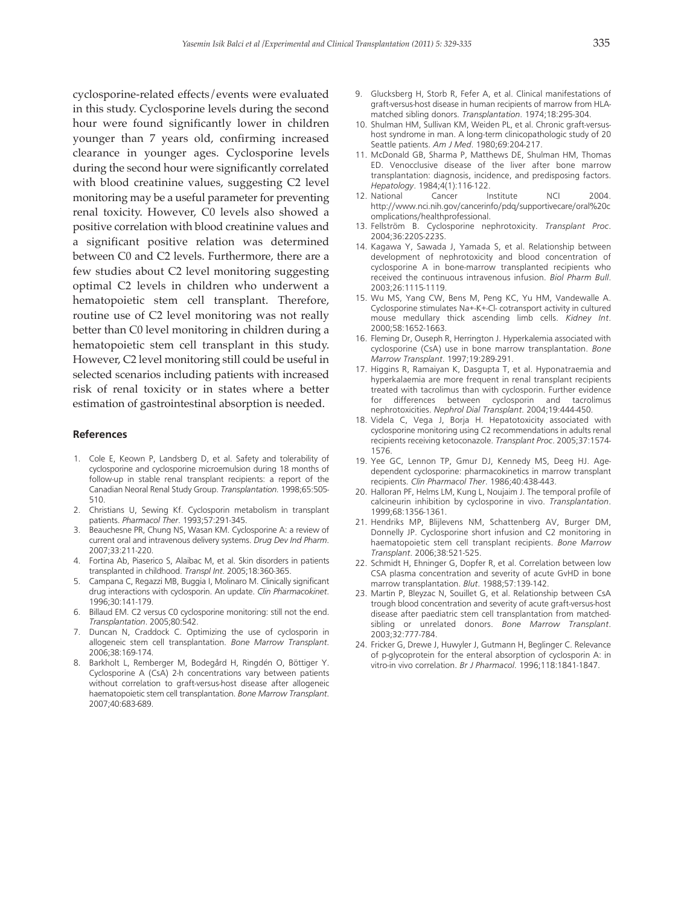cyclosporine-related effects/events were evaluated in this study. Cyclosporine levels during the second hour were found significantly lower in children younger than 7 years old, confirming increased clearance in younger ages. Cyclosporine levels during the second hour were significantly correlated with blood creatinine values, suggesting C2 level monitoring may be a useful parameter for preventing renal toxicity. However, C0 levels also showed a positive correlation with blood creatinine values and a significant positive relation was determined between C0 and C2 levels. Furthermore, there are a few studies about C2 level monitoring suggesting optimal C2 levels in children who underwent a hematopoietic stem cell transplant. Therefore, routine use of C2 level monitoring was not really better than C0 level monitoring in children during a hematopoietic stem cell transplant in this study. However, C2 level monitoring still could be useful in selected scenarios including patients with increased risk of renal toxicity or in states where a better estimation of gastrointestinal absorption is needed.

## References

1. Cole E, Keown P, Landsberg D, et al. Safety and tolerability of cyclosporine and cyclosporine microemulsion during 18 months of follow-up in stable renal transplant recipients: a report of the Canadian Neoral Renal Study Group. *Transplantation.* 1998;65:505-510.
2. Christians U, Sewing Kf. Cyclosporin metabolism in transplant patients. *Pharmacol Ther*. 1993;57:291-345.
3. Beauchesne PR, Chung NS, Wasan KM. Cyclosporine A: a review of current oral and intravenous delivery systems. *Drug Dev Ind Pharm*. 2007;33:211-220.
4. Fortina Ab, Piaserico S, Alaibac M, et al. Skin disorders in patients transplanted in childhood. *Transpl Int*. 2005;18:360-365.
5. Campana C, Regazzi MB, Buggia I, Molinaro M. Clinically significant drug interactions with cyclosporin. An update. *Clin Pharmacokinet.* 1996;30:141-179.
6. Billaud EM. C2 versus C0 cyclosporine monitoring: still not the end. *Transplantation*. 2005;80:542.
7. Duncan N, Craddock C. Optimizing the use of cyclosporin in allogeneic stem cell transplantation. *Bone Marrow Transplant.* 2006;38:169-174.
8. Barkholt L, Remberger M, Bodegård H, Ringdén O, Böttiger Y. Cyclosporine A (CsA) 2-h concentrations vary between patients without correlation to graft-versus-host disease after allogeneic haematopoietic stem cell transplantation. *Bone Marrow Transplant*. 2007;40:683-689.
9. Glucksberg H, Storb R, Fefer A, et al. Clinical manifestations of graft-versus-host disease in human recipients of marrow from HLA-matched sibling donors. *Transplantation*. 1974;18:295-304.
10. Shulman HM, Sullivan KM, Weiden PL, et al. Chronic graft-versus-host syndrome in man. A long-term clinicopathologic study of 20 Seattle patients. *Am J Med*. 1980;69:204-217.
11. McDonald GB, Sharma P, Matthews DE, Shulman HM, Thomas ED. Venocclusive disease of the liver after bone marrow transplantation: diagnosis, incidence, and predisposing factors. *Hepatology*. 1984;4(1):116-122.
12. National Cancer Institute NCI 2004. http://www.nci.nih.gov/cancerinfo/pdq/supportivecare/oral%20complications/healthprofessional.
13. Fellström B. Cyclosporine nephrotoxicity. *Transplant Proc*. 2004;36:220S-223S.
14. Kagawa Y, Sawada J, Yamada S, et al. Relationship between development of nephrotoxicity and blood concentration of cyclosporine A in bone-marrow transplanted recipients who received the continuous intravenous infusion. *Biol Pharm Bull*. 2003;26:1115-1119.
15. Wu MS, Yang CW, Bens M, Peng KC, Yu HM, Vandewalle A. Cyclosporine stimulates Na+-K+-Cl- cotransport activity in cultured mouse medullary thick ascending limb cells. *Kidney Int*. 2000;58:1652-1663.
16. Fleming Dr, Ouseph R, Herrington J. Hyperkalemia associated with cyclosporine (CsA) use in bone marrow transplantation. *Bone Marrow Transplant*. 1997;19:289-291.
17. Higgins R, Ramaiyan K, Dasgupta T, et al. Hyponatraemia and hyperkalaemia are more frequent in renal transplant recipients treated with tacrolimus than with cyclosporin. Further evidence for differences between cyclosporin and tacrolimus nephrotoxicities. *Nephrol Dial Transplant*. 2004;19:444-450.
18. Videla C, Vega J, Borja H. Hepatotoxicity associated with cyclosporine monitoring using C2 recommendations in adults renal recipients receiving ketoconazole. *Transplant Proc*. 2005;37:1574-1576.
19. Yee GC, Lennon TP, Gmur DJ, Kennedy MS, Deeg HJ. Age-dependent cyclosporine: pharmacokinetics in marrow transplant recipients. *Clin Pharmacol Ther*. 1986;40:438-443.
20. Halloran PF, Helms LM, Kung L, Noujaim J. The temporal profile of calcineurin inhibition by cyclosporine in vivo. *Transplantation*. 1999;68:1356-1361.
21. Hendriks MP, Blijlevens NM, Schattenberg AV, Burger DM, Donnelly JP. Cyclosporine short infusion and C2 monitoring in haematopoietic stem cell transplant recipients. *Bone Marrow Transplant*. 2006;38:521-525.
22. Schmidt H, Ehninger G, Dopfer R, et al. Correlation between low CSA plasma concentration and severity of acute GvHD in bone marrow transplantation. *Blut*. 1988;57:139-142.
23. Martin P, Bleyzac N, Souillet G, et al. Relationship between CsA trough blood concentration and severity of acute graft-versus-host disease after paediatric stem cell transplantation from matched-sibling or unrelated donors. *Bone Marrow Transplant*. 2003;32:777-784.
24. Fricker G, Drewe J, Huwyler J, Gutmann H, Beglinger C. Relevance of p-glycoprotein for the enteral absorption of cyclosporin A: in vitro-in vivo correlation. *Br J Pharmacol*. 1996;118:1841-1847.